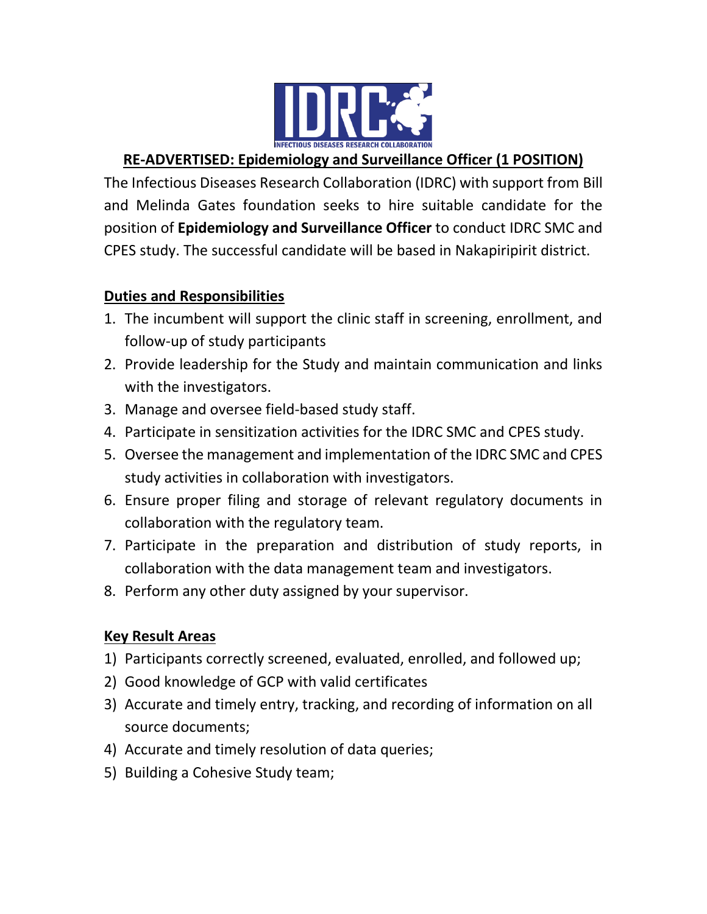# RE-ADVERTISED: Epidemiology and Surveillance Officer (1 POSITION)

The Infectious Diseases Research Collaboration (IDRC) with support from Bill and Melinda Gates foundation seeks to hire suitable candidate for the position of **Epidemiology and Surveillance Officer** to conduct IDRC SMC and CPES study. The successful candidate will be based in Nakapiripirit district.

## Duties and Responsibilities

1. The incumbent will support the clinic staff in screening, enrollment, and follow-up of study participants
2. Provide leadership for the Study and maintain communication and links with the investigators.
3. Manage and oversee field-based study staff.
4. Participate in sensitization activities for the IDRC SMC and CPES study.
5. Oversee the management and implementation of the IDRC SMC and CPES study activities in collaboration with investigators.
6. Ensure proper filing and storage of relevant regulatory documents in collaboration with the regulatory team.
7. Participate in the preparation and distribution of study reports, in collaboration with the data management team and investigators.
8. Perform any other duty assigned by your supervisor.

## Key Result Areas

1) Participants correctly screened, evaluated, enrolled, and followed up;
2) Good knowledge of GCP with valid certificates
3) Accurate and timely entry, tracking, and recording of information on all source documents;
4) Accurate and timely resolution of data queries;
5) Building a Cohesive Study team;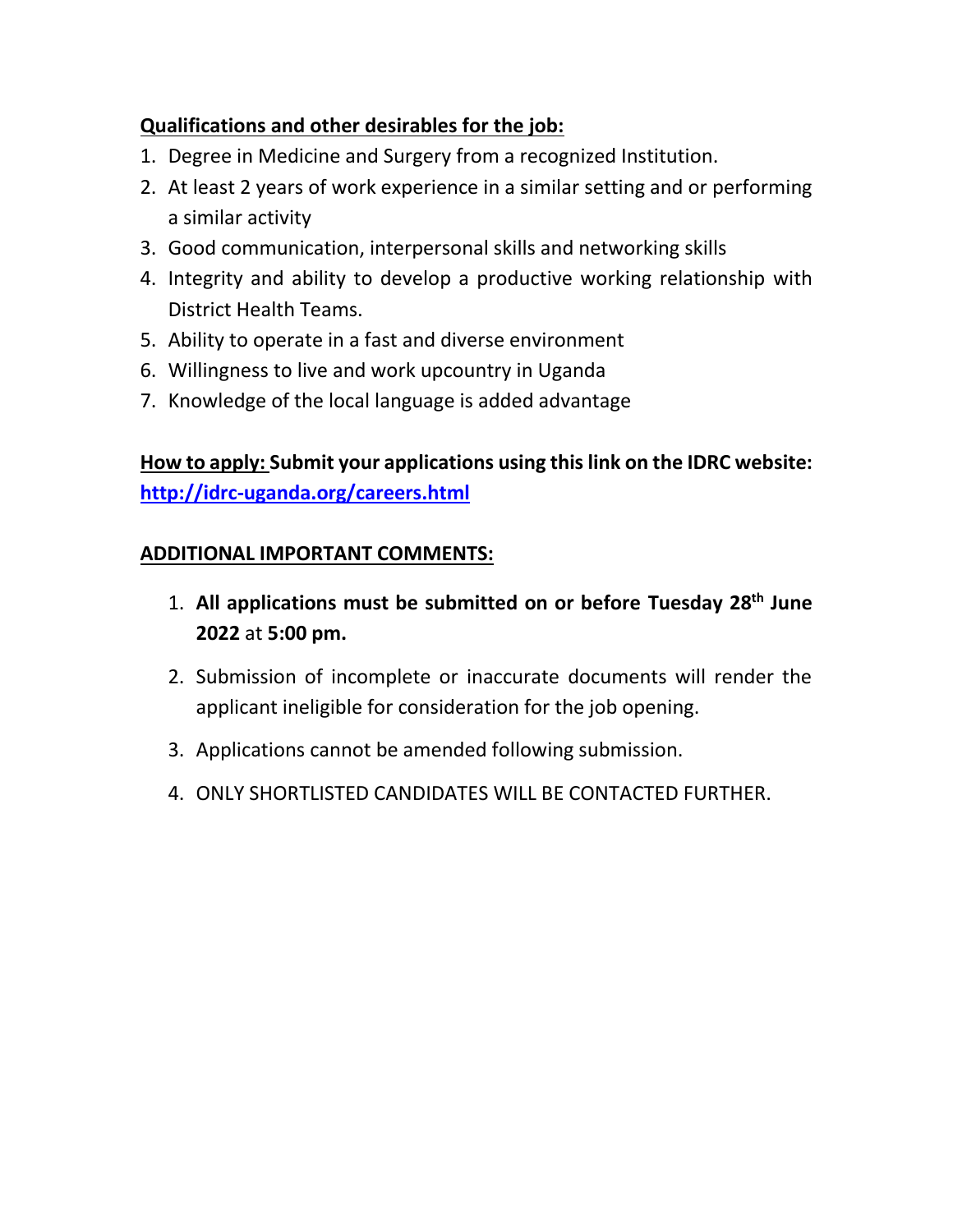**Qualifications and other desirables for the job:**

1. Degree in Medicine and Surgery from a recognized Institution.
2. At least 2 years of work experience in a similar setting and or performing a similar activity
3. Good communication, interpersonal skills and networking skills
4. Integrity and ability to develop a productive working relationship with District Health Teams.
5. Ability to operate in a fast and diverse environment
6. Willingness to live and work upcountry in Uganda
7. Knowledge of the local language is added advantage

**How to apply: Submit your applications using this link on the IDRC website: [http://idrc-uganda.org/careers.html](http://idrc-uganda.org/careers.html)**

**ADDITIONAL IMPORTANT COMMENTS:**

1. **All applications must be submitted on or before Tuesday 28th June 2022** at **5:00 pm.**
2. Submission of incomplete or inaccurate documents will render the applicant ineligible for consideration for the job opening.
3. Applications cannot be amended following submission.
4. ONLY SHORTLISTED CANDIDATES WILL BE CONTACTED FURTHER.